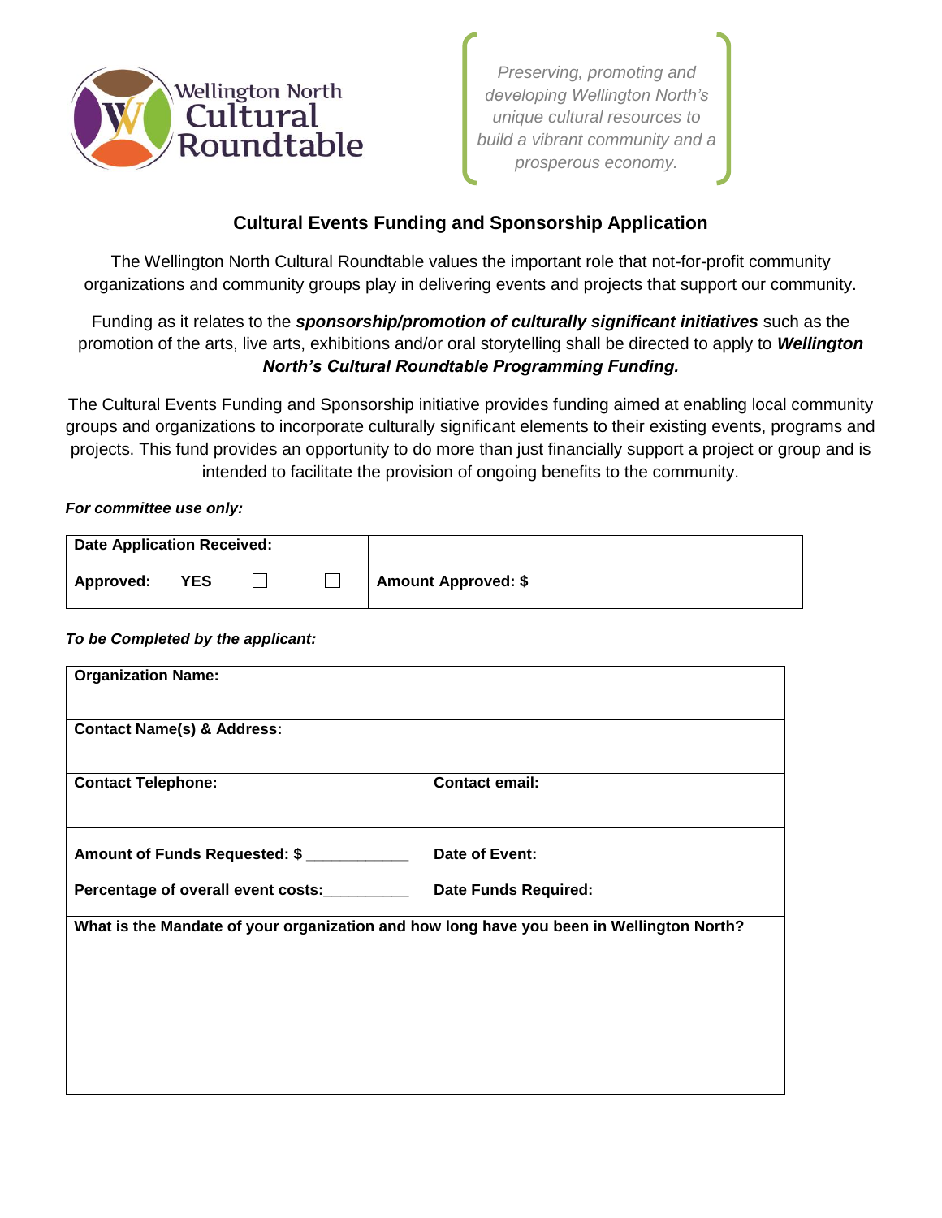Wellington North Cultural Roundtable

*Preserving, promoting and developing Wellington North's unique cultural resources to build a vibrant community and a prosperous economy.*

## Cultural Events Funding and Sponsorship Application

The Wellington North Cultural Roundtable values the important role that not-for-profit community organizations and community groups play in delivering events and projects that support our community.

Funding as it relates to the ***sponsorship/promotion of culturally significant initiatives*** such as the promotion of the arts, live arts, exhibitions and/or oral storytelling shall be directed to apply to ***Wellington North's Cultural Roundtable Programming Funding.***

The Cultural Events Funding and Sponsorship initiative provides funding aimed at enabling local community groups and organizations to incorporate culturally significant elements to their existing events, programs and projects. This fund provides an opportunity to do more than just financially support a project or group and is intended to facilitate the provision of ongoing benefits to the community.

***For committee use only:***

| **Date Application Received:** | |
|---|---|
| **Approved: YES** ☐ ☐ | **Amount Approved: $** |

***To be Completed by the applicant:***

| **Organization Name:** | |
|---|---|
| **Contact Name(s) & Address:** | |
| **Contact Telephone:** | **Contact email:** |
| **Amount of Funds Requested: $** ___________ <br> **Percentage of overall event costs:**__________ | **Date of Event:** <br> **Date Funds Required:** |
| **What is the Mandate of your organization and how long have you been in Wellington North?** | |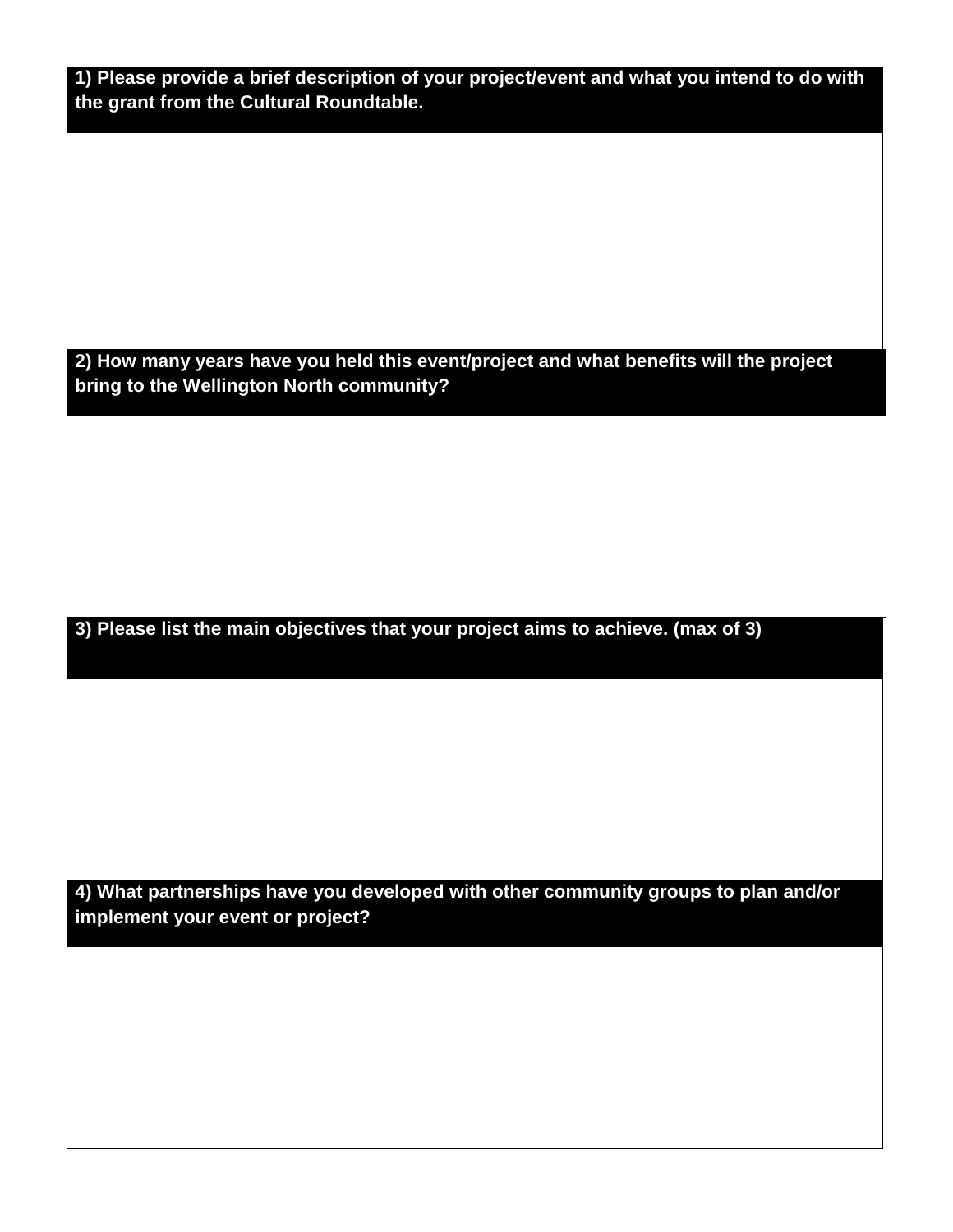**1) Please provide a brief description of your project/event and what you intend to do with the grant from the Cultural Roundtable.**

**2) How many years have you held this event/project and what benefits will the project bring to the Wellington North community?**

**3) Please list the main objectives that your project aims to achieve. (max of 3)**

**4) What partnerships have you developed with other community groups to plan and/or implement your event or project?**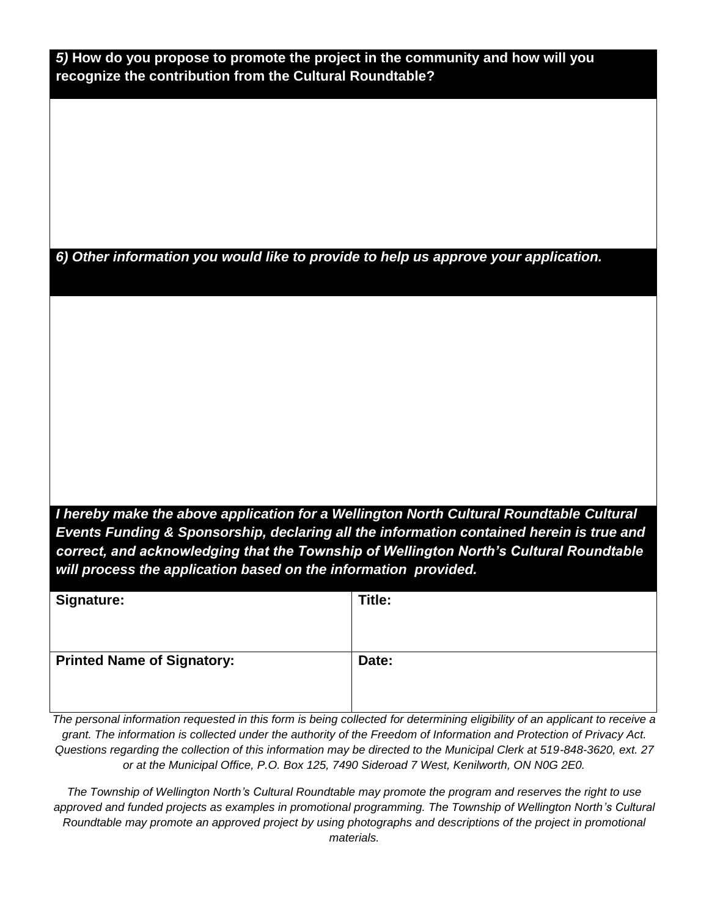***5)* How do you propose to promote the project in the community and how will you recognize the contribution from the Cultural Roundtable?**

***6) Other information you would like to provide to help us approve your application.***

***I hereby make the above application for a Wellington North Cultural Roundtable Cultural Events Funding & Sponsorship, declaring all the information contained herein is true and correct, and acknowledging that the Township of Wellington North's Cultural Roundtable will process the application based on the information provided.***

| | |
|---|---|
| **Signature:** | **Title:** |
| **Printed Name of Signatory:** | **Date:** |

*The personal information requested in this form is being collected for determining eligibility of an applicant to receive a grant. The information is collected under the authority of the Freedom of Information and Protection of Privacy Act. Questions regarding the collection of this information may be directed to the Municipal Clerk at 519-848-3620, ext. 27 or at the Municipal Office, P.O. Box 125, 7490 Sideroad 7 West, Kenilworth, ON N0G 2E0.*

*The Township of Wellington North's Cultural Roundtable may promote the program and reserves the right to use approved and funded projects as examples in promotional programming. The Township of Wellington North's Cultural Roundtable may promote an approved project by using photographs and descriptions of the project in promotional materials.*